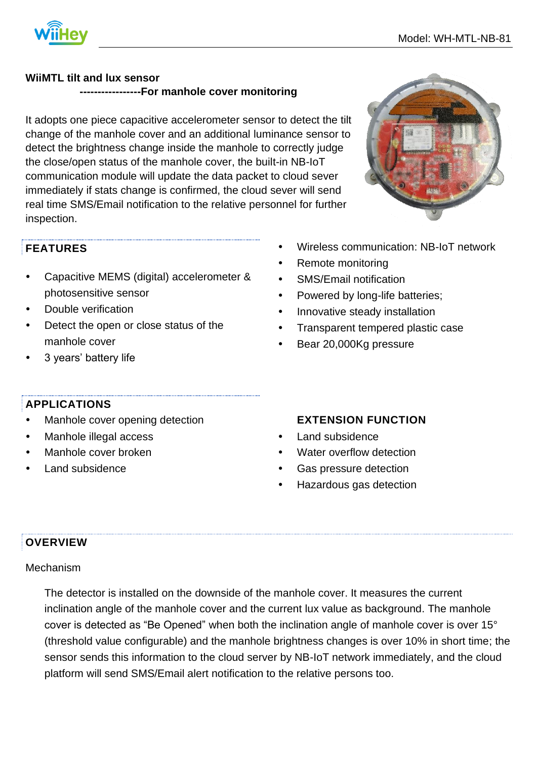**WiiMTL tilt and lux sensor**

**-----------------For manhole cover monitoring**

It adopts one piece capacitive accelerometer sensor to detect the tilt change of the manhole cover and an additional luminance sensor to detect the brightness change inside the manhole to correctly judge the close/open status of the manhole cover, the built-in NB-IoT communication module will update the data packet to cloud sever immediately if stats change is confirmed, the cloud sever will send real time SMS/Email notification to the relative personnel for further inspection.

## FEATURES

- Capacitive MEMS (digital) accelerometer & photosensitive sensor
- Double verification
- Detect the open or close status of the manhole cover
- 3 years' battery life
- Wireless communication: NB-IoT network
- Remote monitoring
- SMS/Email notification
- Powered by long-life batteries;
- Innovative steady installation
- Transparent tempered plastic case
- Bear 20,000Kg pressure

## APPLICATIONS

- Manhole cover opening detection
- Manhole illegal access
- Manhole cover broken
- Land subsidence

## EXTENSION FUNCTION

- Land subsidence
- Water overflow detection
- Gas pressure detection
- Hazardous gas detection

## OVERVIEW

Mechanism

The detector is installed on the downside of the manhole cover. It measures the current inclination angle of the manhole cover and the current lux value as background. The manhole cover is detected as "Be Opened" when both the inclination angle of manhole cover is over 15° (threshold value configurable) and the manhole brightness changes is over 10% in short time; the sensor sends this information to the cloud server by NB-IoT network immediately, and the cloud platform will send SMS/Email alert notification to the relative persons too.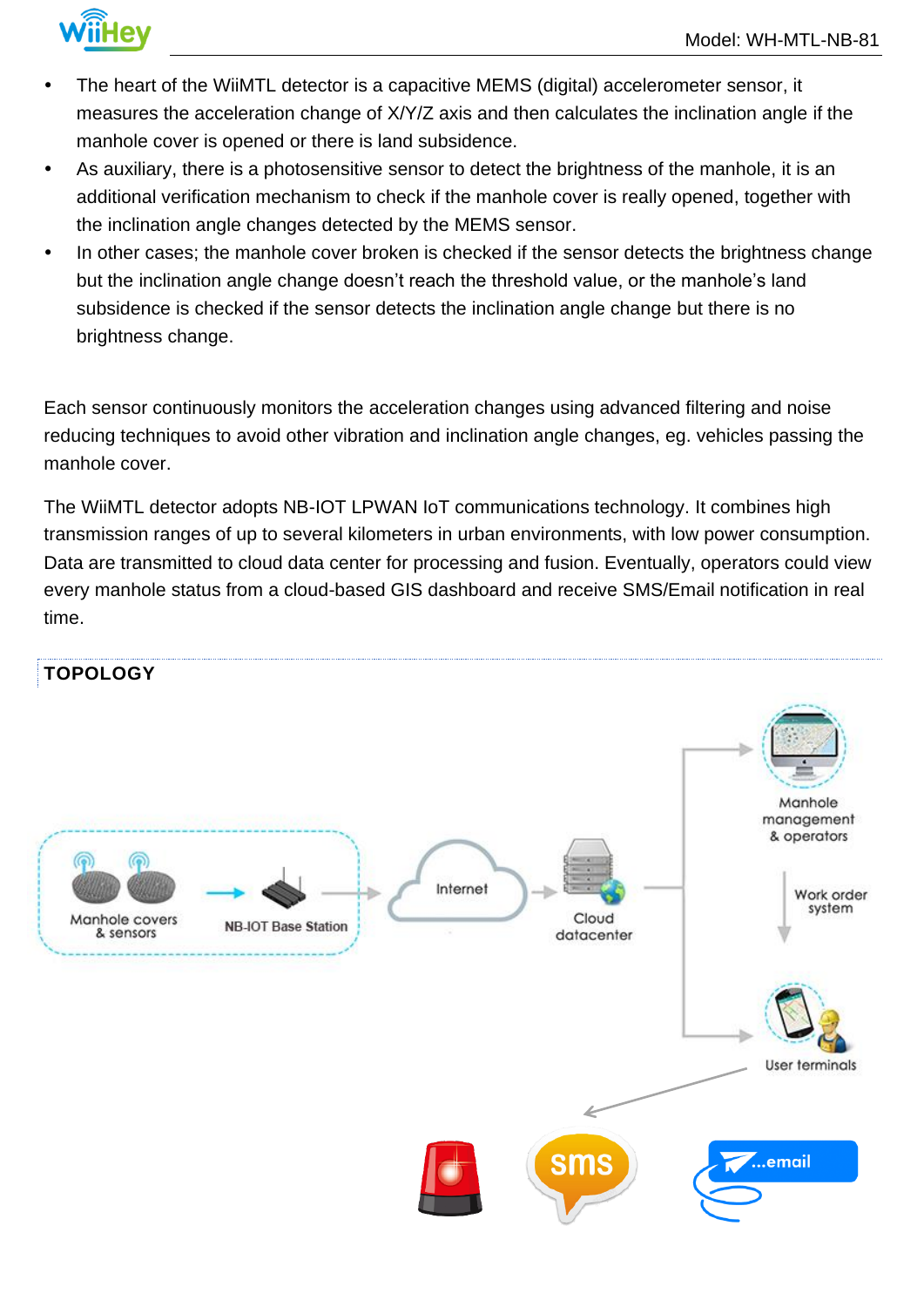- The heart of the WiiMTL detector is a capacitive MEMS (digital) accelerometer sensor, it measures the acceleration change of X/Y/Z axis and then calculates the inclination angle if the manhole cover is opened or there is land subsidence.
- As auxiliary, there is a photosensitive sensor to detect the brightness of the manhole, it is an additional verification mechanism to check if the manhole cover is really opened, together with the inclination angle changes detected by the MEMS sensor.
- In other cases; the manhole cover broken is checked if the sensor detects the brightness change but the inclination angle change doesn't reach the threshold value, or the manhole's land subsidence is checked if the sensor detects the inclination angle change but there is no brightness change.

Each sensor continuously monitors the acceleration changes using advanced filtering and noise reducing techniques to avoid other vibration and inclination angle changes, eg. vehicles passing the manhole cover.

The WiiMTL detector adopts NB-IOT LPWAN IoT communications technology. It combines high transmission ranges of up to several kilometers in urban environments, with low power consumption. Data are transmitted to cloud data center for processing and fusion. Eventually, operators could view every manhole status from a cloud-based GIS dashboard and receive SMS/Email notification in real time.

## TOPOLOGY

Manhole covers & sensors → NB-IOT Base Station → Internet → Cloud datacenter → Manhole management & operators → Work order system → User terminals

sms ...email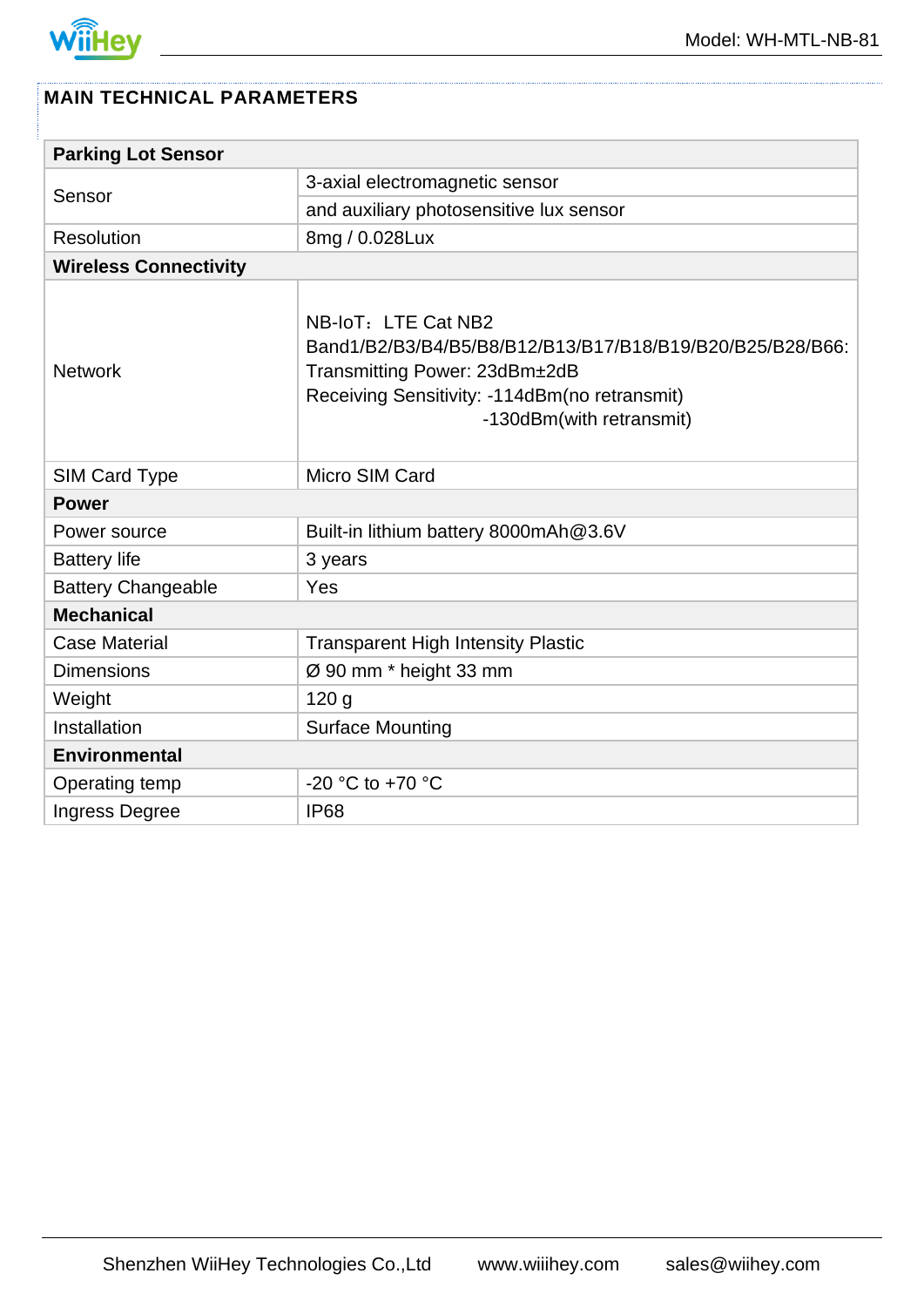## MAIN TECHNICAL PARAMETERS

| | |
|---|---|
| **Parking Lot Sensor** | |
| Sensor | 3-axial electromagnetic sensor<br>and auxiliary photosensitive lux sensor |
| Resolution | 8mg / 0.028Lux |
| **Wireless Connectivity** | |
| Network | NB-IoT：LTE Cat NB2<br>Band1/B2/B3/B4/B5/B8/B12/B13/B17/B18/B19/B20/B25/B28/B66:<br>Transmitting Power: 23dBm±2dB<br>Receiving Sensitivity: -114dBm(no retransmit)<br>-130dBm(with retransmit) |
| SIM Card Type | Micro SIM Card |
| **Power** | |
| Power source | Built-in lithium battery 8000mAh@3.6V |
| Battery life | 3 years |
| Battery Changeable | Yes |
| **Mechanical** | |
| Case Material | Transparent High Intensity Plastic |
| Dimensions | Ø 90 mm * height 33 mm |
| Weight | 120 g |
| Installation | Surface Mounting |
| **Environmental** | |
| Operating temp | -20 °C to +70 °C |
| Ingress Degree | IP68 |